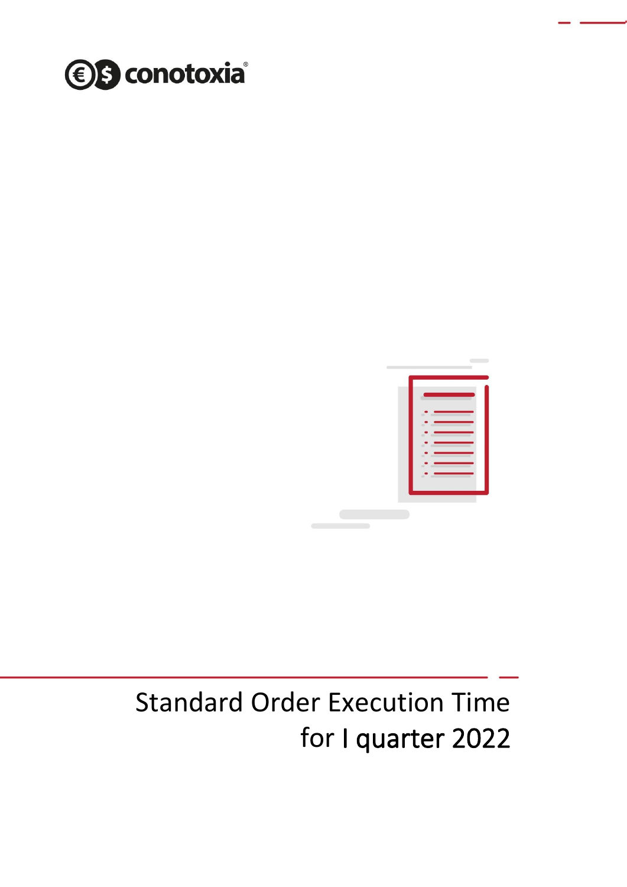conotoxia®

# Standard Order Execution Time for I quarter 2022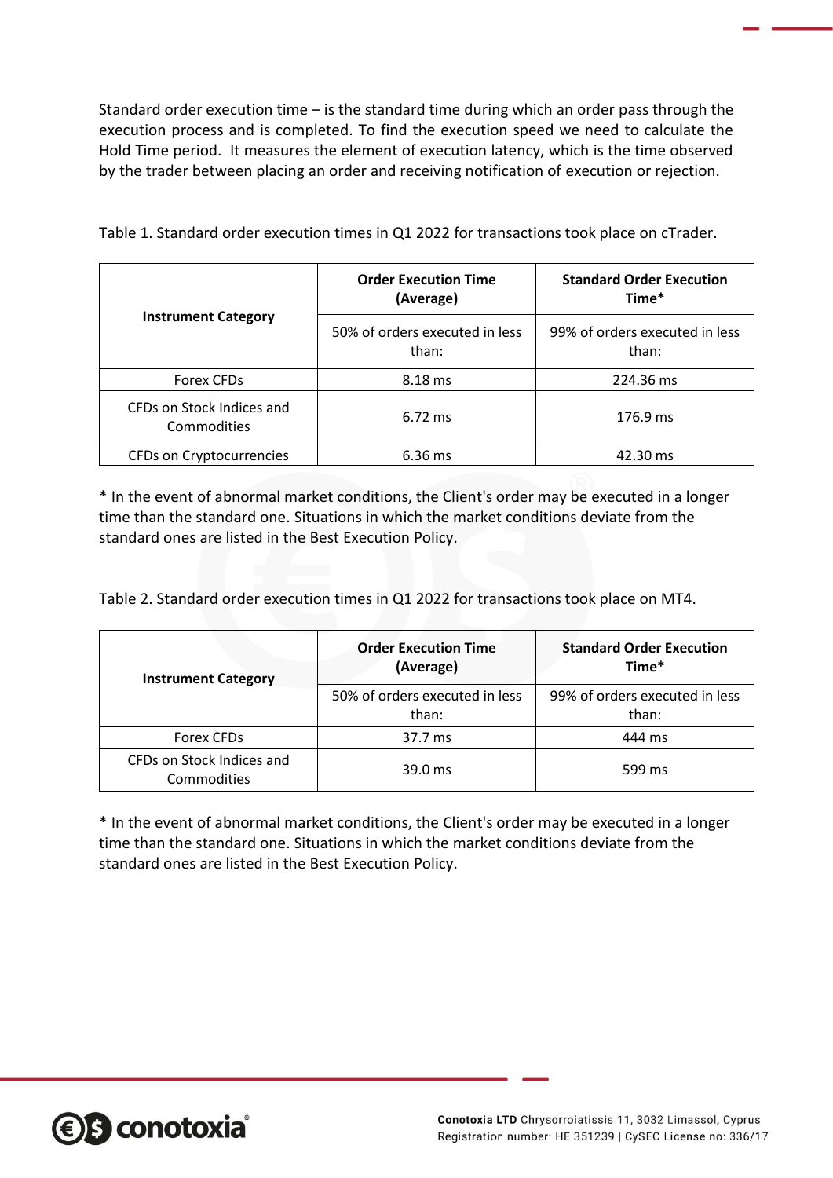Standard order execution time – is the standard time during which an order pass through the execution process and is completed. To find the execution speed we need to calculate the Hold Time period. It measures the element of execution latency, which is the time observed by the trader between placing an order and receiving notification of execution or rejection.

Table 1. Standard order execution times in Q1 2022 for transactions took place on cTrader.

| Instrument Category | Order Execution Time (Average) | Standard Order Execution Time* |
|---|---|---|
| | 50% of orders executed in less than: | 99% of orders executed in less than: |
| Forex CFDs | 8.18 ms | 224.36 ms |
| CFDs on Stock Indices and Commodities | 6.72 ms | 176.9 ms |
| CFDs on Cryptocurrencies | 6.36 ms | 42.30 ms |

* In the event of abnormal market conditions, the Client's order may be executed in a longer time than the standard one. Situations in which the market conditions deviate from the standard ones are listed in the Best Execution Policy.

Table 2. Standard order execution times in Q1 2022 for transactions took place on MT4.

| Instrument Category | Order Execution Time (Average) | Standard Order Execution Time* |
|---|---|---|
| | 50% of orders executed in less than: | 99% of orders executed in less than: |
| Forex CFDs | 37.7 ms | 444 ms |
| CFDs on Stock Indices and Commodities | 39.0 ms | 599 ms |

* In the event of abnormal market conditions, the Client's order may be executed in a longer time than the standard one. Situations in which the market conditions deviate from the standard ones are listed in the Best Execution Policy.